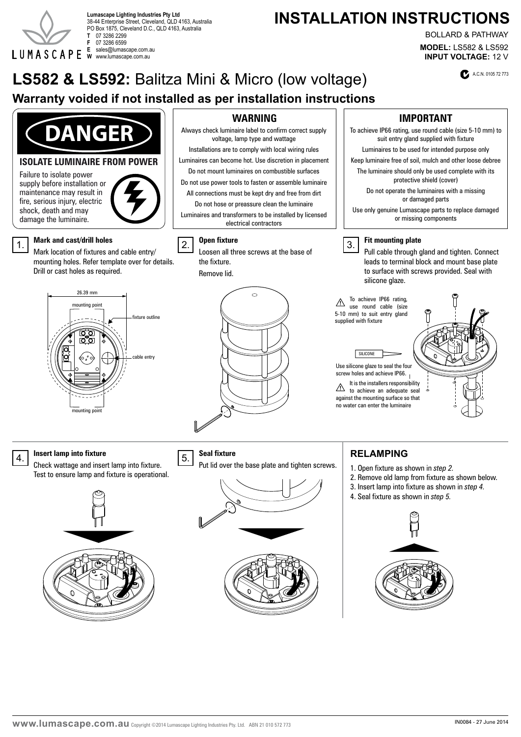**Lumascape Lighting Industries Pty Ltd**
38-44 Enterprise Street, Cleveland, QLD 4163, Australia
PO Box 1875, Cleveland D.C., QLD 4163, Australia
**T** 07 3286 2299
**F** 07 3286 6599
**E** sales@lumascape.com.au
**W** www.lumascape.com.au

# INSTALLATION INSTRUCTIONS

BOLLARD & PATHWAY
**MODEL:** LS582 & LS592
**INPUT VOLTAGE:** 12 V

A.C.N. 0105 72 773

# LS582 & LS592: Balitza Mini & Micro (low voltage)

## Warranty voided if not installed as per installation instructions

### DANGER

**ISOLATE LUMINAIRE FROM POWER**

Failure to isolate power supply before installation or maintenance may result in fire, serious injury, electric shock, death and may damage the luminaire.

### WARNING

Always check luminaire label to confirm correct supply voltage, lamp type and wattage

Installations are to comply with local wiring rules

Luminaires can become hot. Use discretion in placement

Do not mount luminaires on combustible surfaces

Do not use power tools to fasten or assemble luminaire

All connections must be kept dry and free from dirt

Do not hose or preassure clean the luminaire

Luminaires and transformers to be installed by licensed electrical contractors

### IMPORTANT

To achieve IP66 rating, use round cable (size 5-10 mm) to suit entry gland supplied with fixture

Luminaires to be used for intended purpose only

Keep luminaire free of soil, mulch and other loose debree

The luminaire should only be used complete with its protective shield (cover)

Do not operate the luminaires with a missing or damaged parts

Use only genuine Lumascape parts to replace damaged or missing components

### 1. Mark and cast/drill holes

Mark location of fixtures and cable entry/ mounting holes. Refer template over for details. Drill or cast holes as required.

26.39 mm

mounting point

fixture outline

cable entry

mounting point

### 2. Open fixture

Loosen all three screws at the base of the fixture.

Remove lid.

### 3. Fit mounting plate

Pull cable through gland and tighten. Connect leads to terminal block and mount base plate to surface with screws provided. Seal with silicone glaze.

⚠ To achieve IP66 rating, use round cable (size 5-10 mm) to suit entry gland supplied with fixture

SILICONE

Use silicone glaze to seal the four screw holes and achieve IP66.

⚠ It is the installers responsibility to achieve an adequate seal against the mounting surface so that no water can enter the luminaire

### 4. Insert lamp into fixture

Check wattage and insert lamp into fixture. Test to ensure lamp and fixture is operational.

### 5. Seal fixture

Put lid over the base plate and tighten screws.

### RELAMPING

1. Open fixture as shown in *step 2.*
2. Remove old lamp from fixture as shown below.
3. Insert lamp into fixture as shown in *step 4.*
4. Seal fixture as shown in *step 5.*

**www.lumascape.com.au** Copyright ©2014 Lumascape Lighting Industries Pty. Ltd. ABN 21 010 572 773

IN0084 - 27 June 2014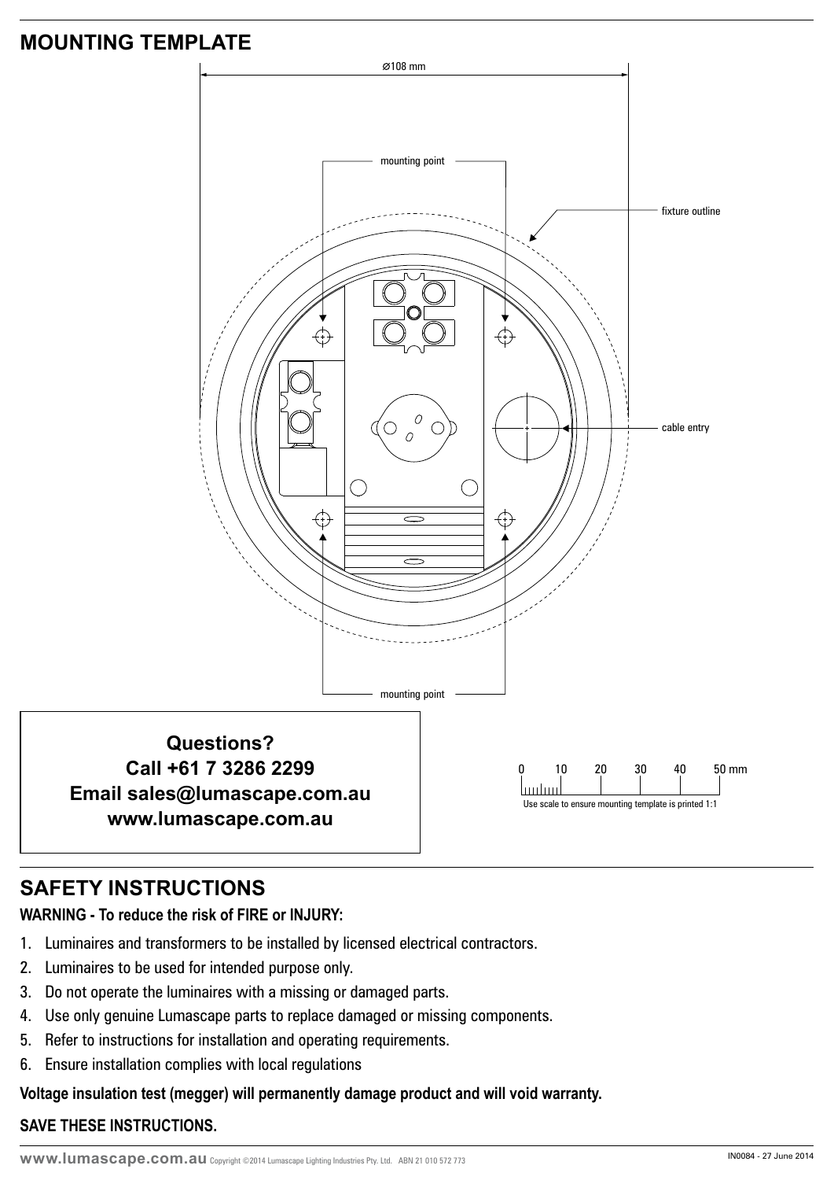## MOUNTING TEMPLATE

⌀108 mm

mounting point

fixture outline

cable entry

mounting point

**Questions?**
**Call +61 7 3286 2299**
**Email sales@lumascape.com.au**
**www.lumascape.com.au**

0 10 20 30 40 50 mm

Use scale to ensure mounting template is printed 1:1

## SAFETY INSTRUCTIONS

**WARNING - To reduce the risk of FIRE or INJURY:**

1. Luminaires and transformers to be installed by licensed electrical contractors.
2. Luminaires to be used for intended purpose only.
3. Do not operate the luminaires with a missing or damaged parts.
4. Use only genuine Lumascape parts to replace damaged or missing components.
5. Refer to instructions for installation and operating requirements.
6. Ensure installation complies with local regulations

**Voltage insulation test (megger) will permanently damage product and will void warranty.**

**SAVE THESE INSTRUCTIONS.**

www.lumascape.com.au Copyright ©2014 Lumascape Lighting Industries Pty. Ltd. ABN 21 010 572 773

IN0084 - 27 June 2014